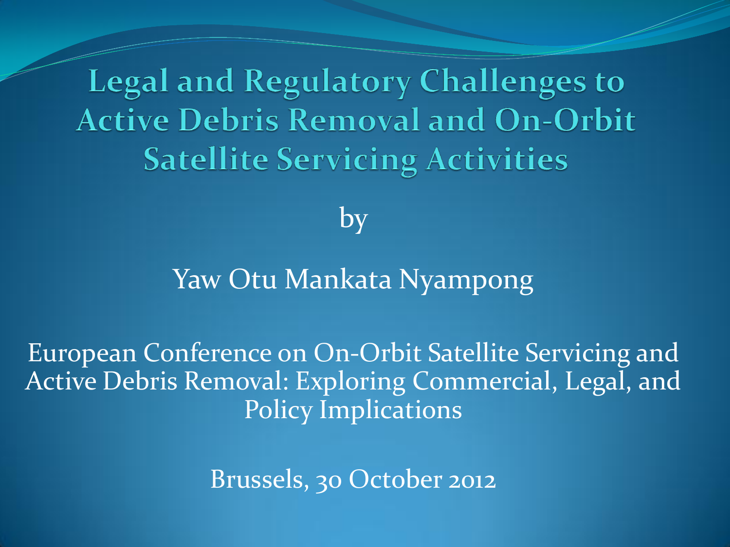# Legal and Regulatory Challenges to Active Debris Removal and On-Orbit Satellite Servicing Activities

by

Yaw Otu Mankata Nyampong

European Conference on On-Orbit Satellite Servicing and Active Debris Removal: Exploring Commercial, Legal, and Policy Implications

Brussels, 30 October 2012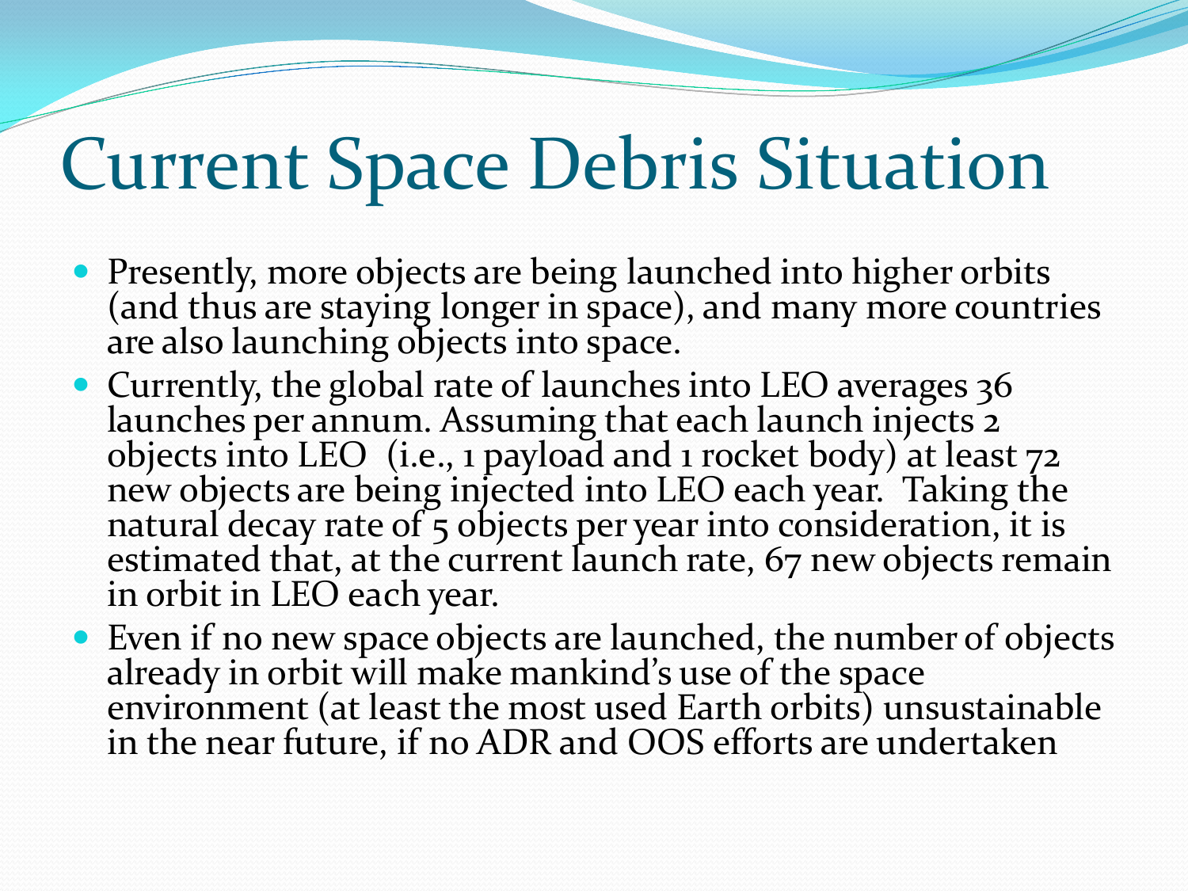# Current Space Debris Situation

- Presently, more objects are being launched into higher orbits (and thus are staying longer in space), and many more countries are also launching objects into space.
- Currently, the global rate of launches into LEO averages 36 launches per annum. Assuming that each launch injects 2 objects into LEO (i.e., 1 payload and 1 rocket body) at least 72 new objects are being injected into LEO each year. Taking the natural decay rate of 5 objects per year into consideration, it is estimated that, at the current launch rate, 67 new objects remain in orbit in LEO each year.
- Even if no new space objects are launched, the number of objects already in orbit will make mankind's use of the space environment (at least the most used Earth orbits) unsustainable in the near future, if no ADR and OOS efforts are undertaken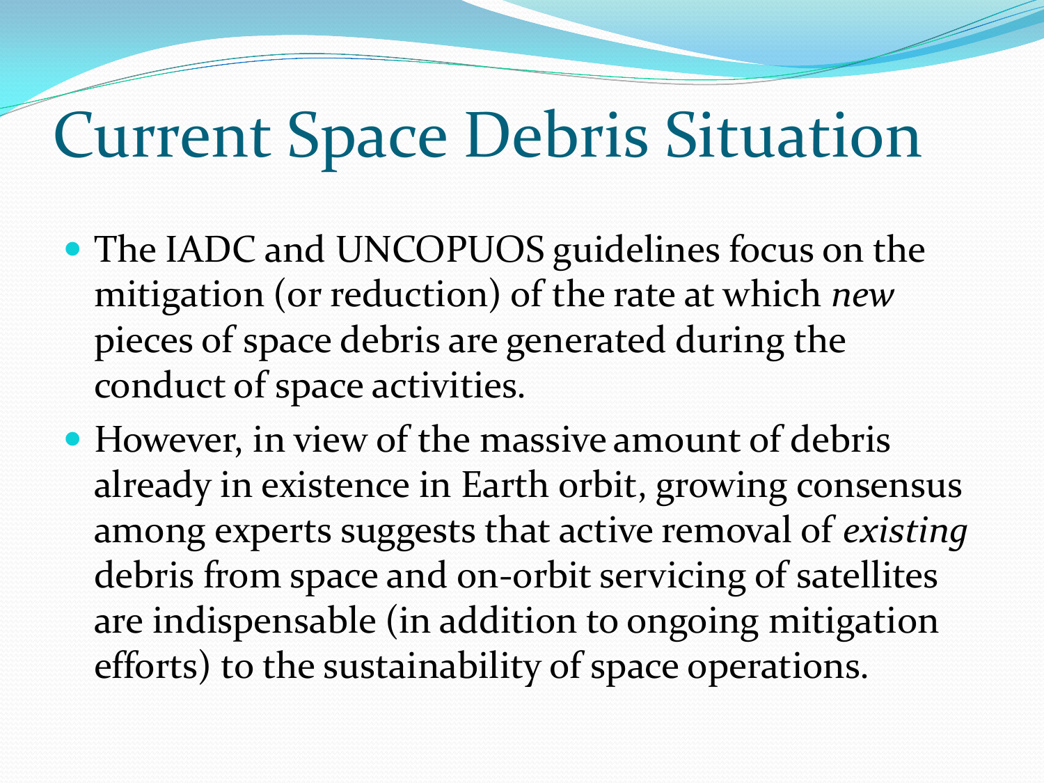# Current Space Debris Situation

- The IADC and UNCOPUOS guidelines focus on the mitigation (or reduction) of the rate at which *new* pieces of space debris are generated during the conduct of space activities.
- However, in view of the massive amount of debris already in existence in Earth orbit, growing consensus among experts suggests that active removal of *existing* debris from space and on-orbit servicing of satellites are indispensable (in addition to ongoing mitigation efforts) to the sustainability of space operations.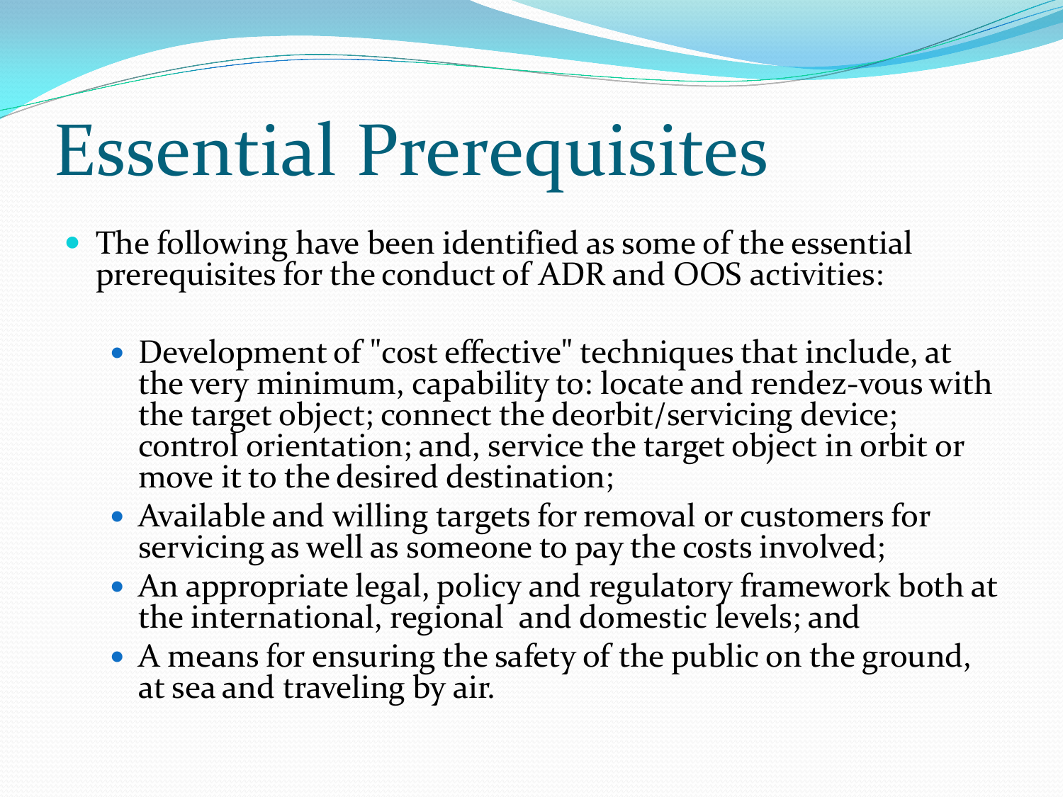# Essential Prerequisites

- The following have been identified as some of the essential prerequisites for the conduct of ADR and OOS activities:
  - Development of "cost effective" techniques that include, at the very minimum, capability to: locate and rendez-vous with the target object; connect the deorbit/servicing device; control orientation; and, service the target object in orbit or move it to the desired destination;
  - Available and willing targets for removal or customers for servicing as well as someone to pay the costs involved;
  - An appropriate legal, policy and regulatory framework both at the international, regional and domestic levels; and
  - A means for ensuring the safety of the public on the ground, at sea and traveling by air.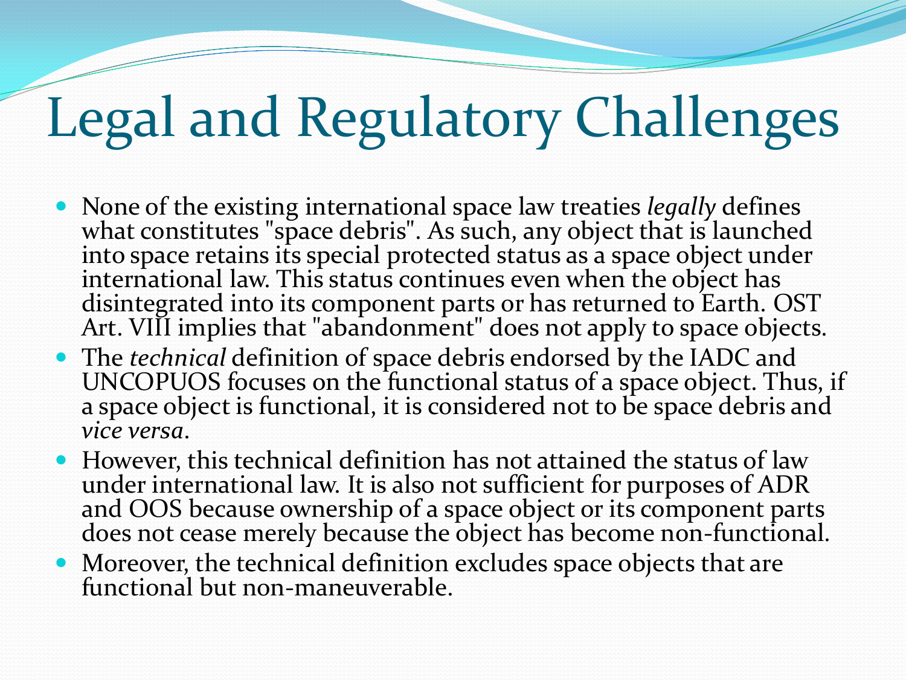# Legal and Regulatory Challenges

- None of the existing international space law treaties *legally* defines what constitutes "space debris". As such, any object that is launched into space retains its special protected status as a space object under international law. This status continues even when the object has disintegrated into its component parts or has returned to Earth. OST Art. VIII implies that "abandonment" does not apply to space objects.
- The *technical* definition of space debris endorsed by the IADC and UNCOPUOS focuses on the functional status of a space object. Thus, if a space object is functional, it is considered not to be space debris and *vice versa*.
- However, this technical definition has not attained the status of law under international law. It is also not sufficient for purposes of ADR and OOS because ownership of a space object or its component parts does not cease merely because the object has become non-functional.
- Moreover, the technical definition excludes space objects that are functional but non-maneuverable.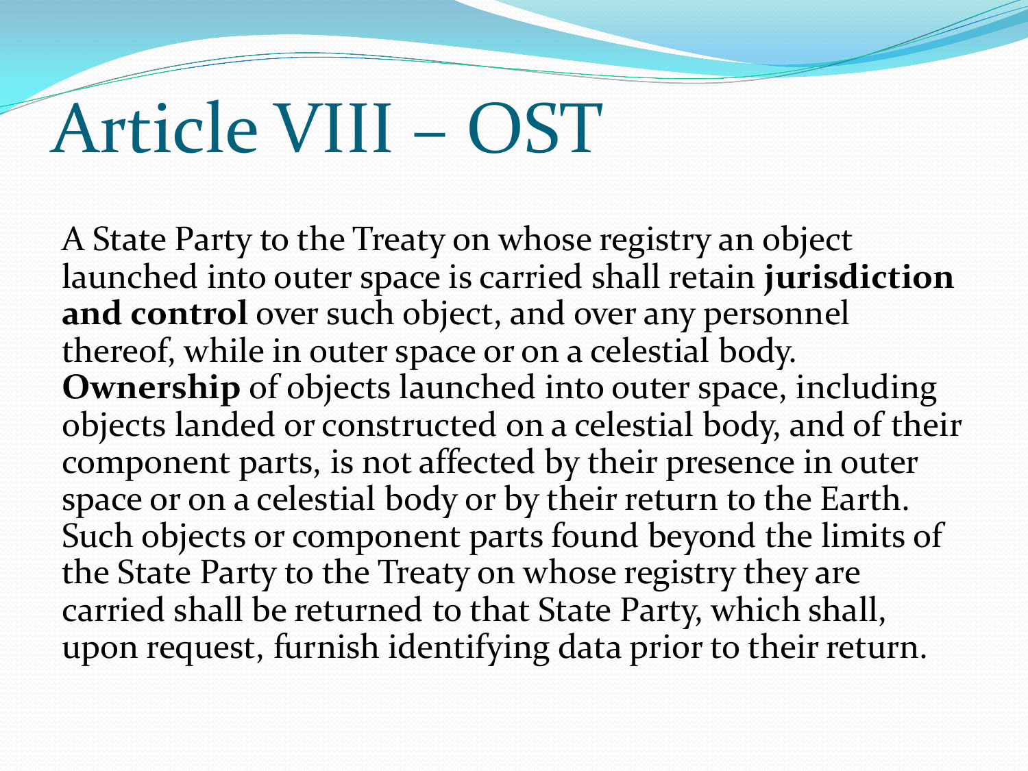# Article VIII – OST

A State Party to the Treaty on whose registry an object launched into outer space is carried shall retain **jurisdiction and control** over such object, and over any personnel thereof, while in outer space or on a celestial body. **Ownership** of objects launched into outer space, including objects landed or constructed on a celestial body, and of their component parts, is not affected by their presence in outer space or on a celestial body or by their return to the Earth. Such objects or component parts found beyond the limits of the State Party to the Treaty on whose registry they are carried shall be returned to that State Party, which shall, upon request, furnish identifying data prior to their return.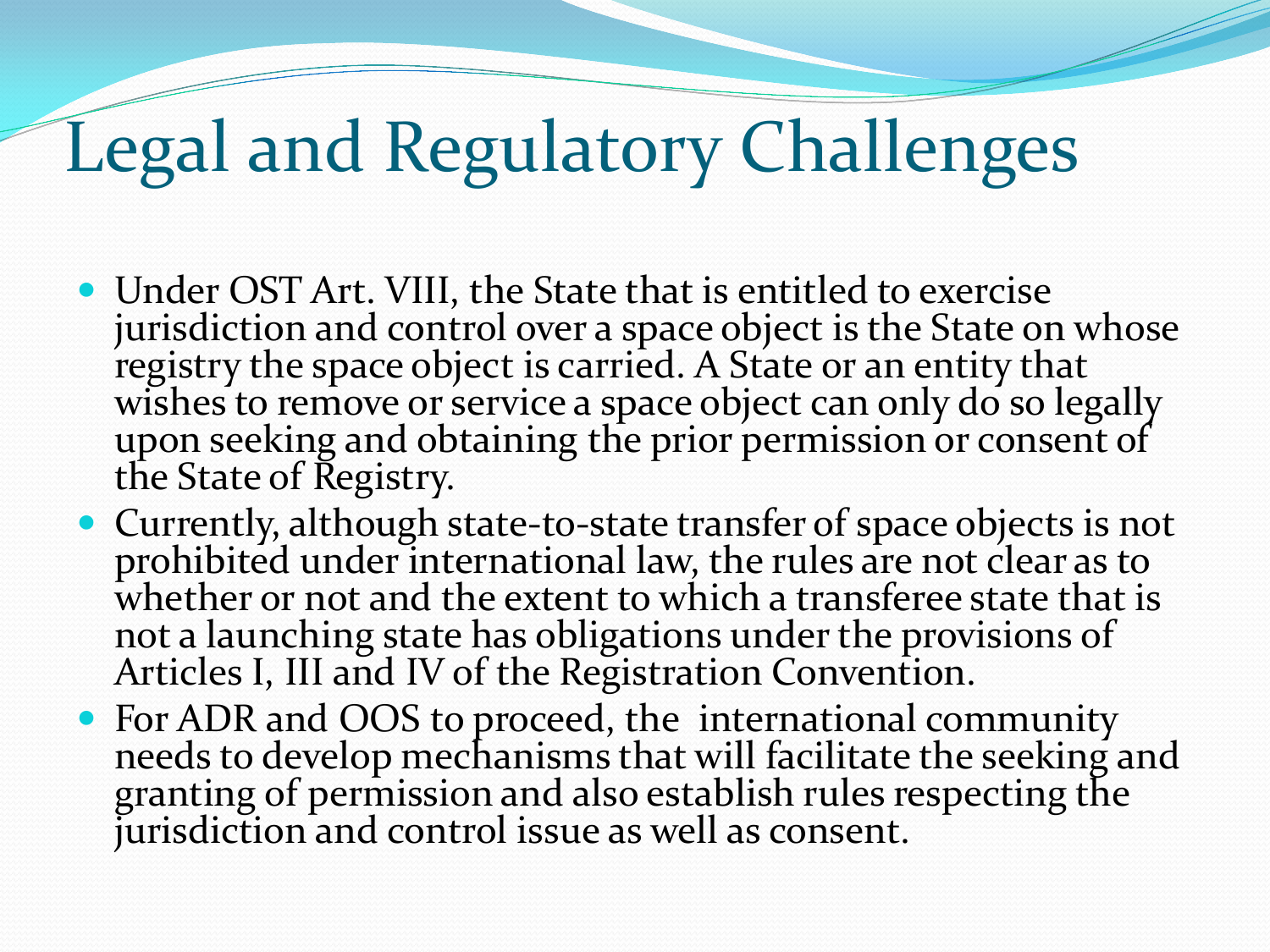# Legal and Regulatory Challenges

- Under OST Art. VIII, the State that is entitled to exercise jurisdiction and control over a space object is the State on whose registry the space object is carried. A State or an entity that wishes to remove or service a space object can only do so legally upon seeking and obtaining the prior permission or consent of the State of Registry.
- Currently, although state-to-state transfer of space objects is not prohibited under international law, the rules are not clear as to whether or not and the extent to which a transferee state that is not a launching state has obligations under the provisions of Articles I, III and IV of the Registration Convention.
- For ADR and OOS to proceed, the international community needs to develop mechanisms that will facilitate the seeking and granting of permission and also establish rules respecting the jurisdiction and control issue as well as consent.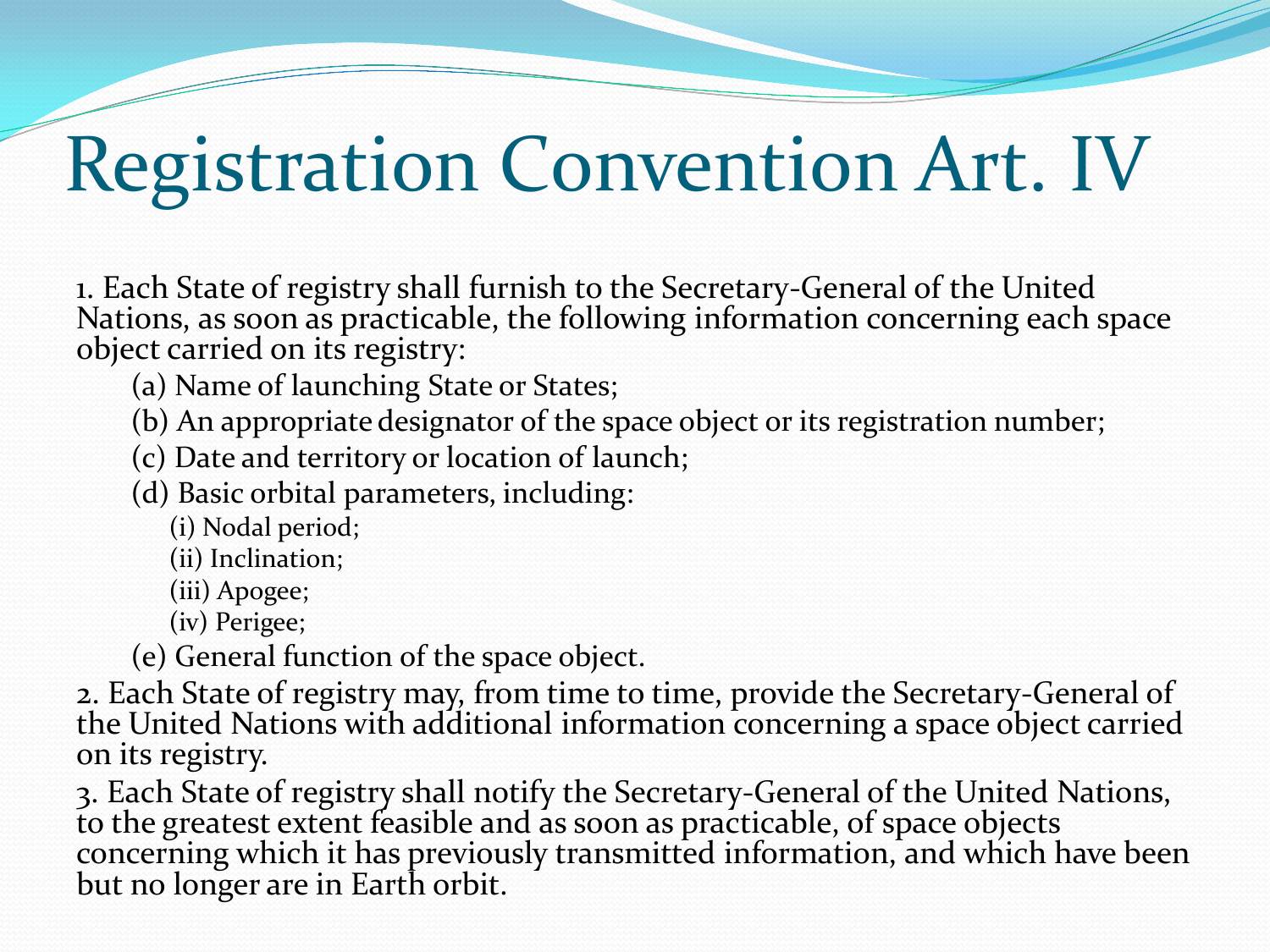# Registration Convention Art. IV

1. Each State of registry shall furnish to the Secretary-General of the United Nations, as soon as practicable, the following information concerning each space object carried on its registry:

   (a) Name of launching State or States;

   (b) An appropriate designator of the space object or its registration number;

   (c) Date and territory or location of launch;

   (d) Basic orbital parameters, including:

      (i) Nodal period;

      (ii) Inclination;

      (iii) Apogee;

      (iv) Perigee;

   (e) General function of the space object.

2. Each State of registry may, from time to time, provide the Secretary-General of the United Nations with additional information concerning a space object carried on its registry.

3. Each State of registry shall notify the Secretary-General of the United Nations, to the greatest extent feasible and as soon as practicable, of space objects concerning which it has previously transmitted information, and which have been but no longer are in Earth orbit.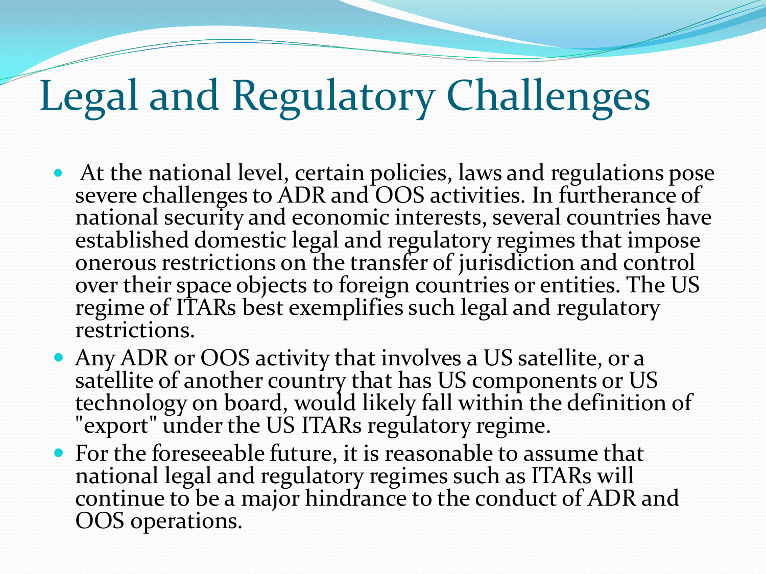# Legal and Regulatory Challenges

- At the national level, certain policies, laws and regulations pose severe challenges to ADR and OOS activities. In furtherance of national security and economic interests, several countries have established domestic legal and regulatory regimes that impose onerous restrictions on the transfer of jurisdiction and control over their space objects to foreign countries or entities. The US regime of ITARs best exemplifies such legal and regulatory restrictions.
- Any ADR or OOS activity that involves a US satellite, or a satellite of another country that has US components or US technology on board, would likely fall within the definition of "export" under the US ITARs regulatory regime.
- For the foreseeable future, it is reasonable to assume that national legal and regulatory regimes such as ITARs will continue to be a major hindrance to the conduct of ADR and OOS operations.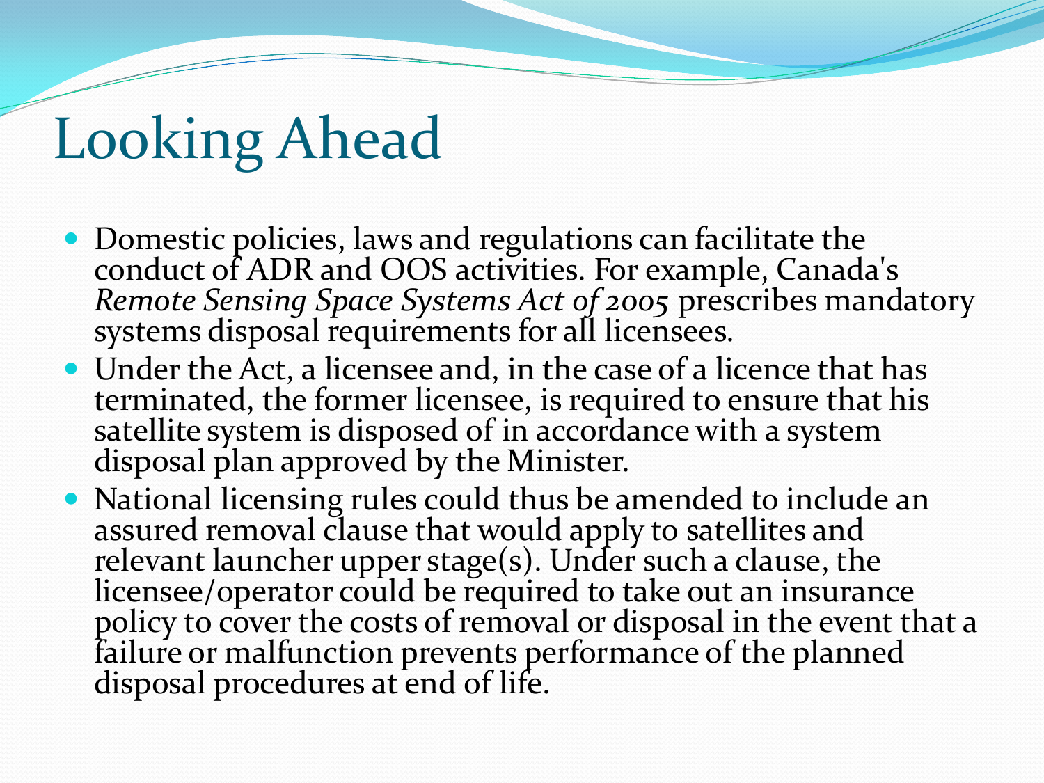# Looking Ahead

- Domestic policies, laws and regulations can facilitate the conduct of ADR and OOS activities. For example, Canada's *Remote Sensing Space Systems Act of 2005* prescribes mandatory systems disposal requirements for all licensees.
- Under the Act, a licensee and, in the case of a licence that has terminated, the former licensee, is required to ensure that his satellite system is disposed of in accordance with a system disposal plan approved by the Minister.
- National licensing rules could thus be amended to include an assured removal clause that would apply to satellites and relevant launcher upper stage(s). Under such a clause, the licensee/operator could be required to take out an insurance policy to cover the costs of removal or disposal in the event that a failure or malfunction prevents performance of the planned disposal procedures at end of life.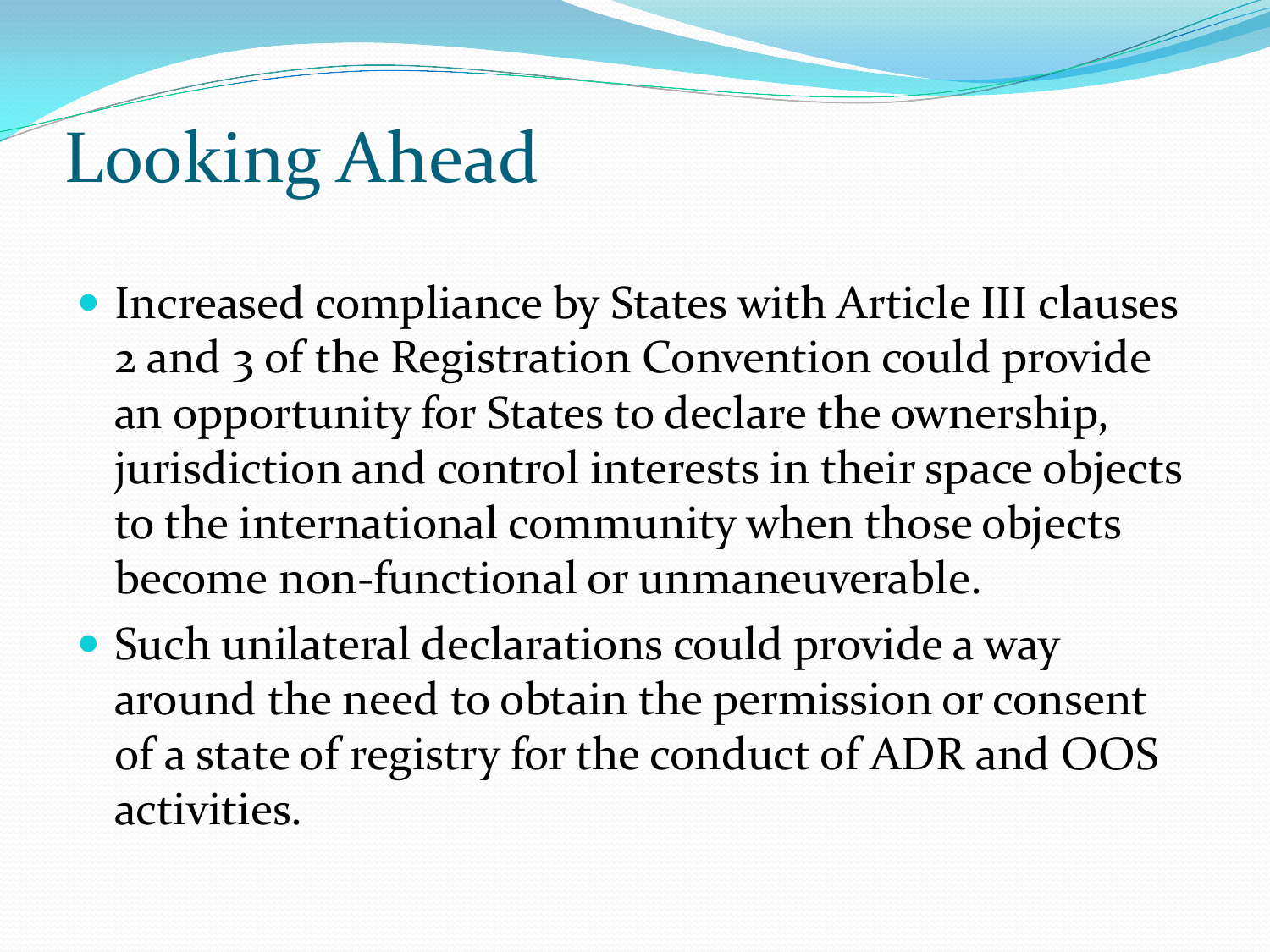# Looking Ahead

- Increased compliance by States with Article III clauses 2 and 3 of the Registration Convention could provide an opportunity for States to declare the ownership, jurisdiction and control interests in their space objects to the international community when those objects become non-functional or unmaneuverable.
- Such unilateral declarations could provide a way around the need to obtain the permission or consent of a state of registry for the conduct of ADR and OOS activities.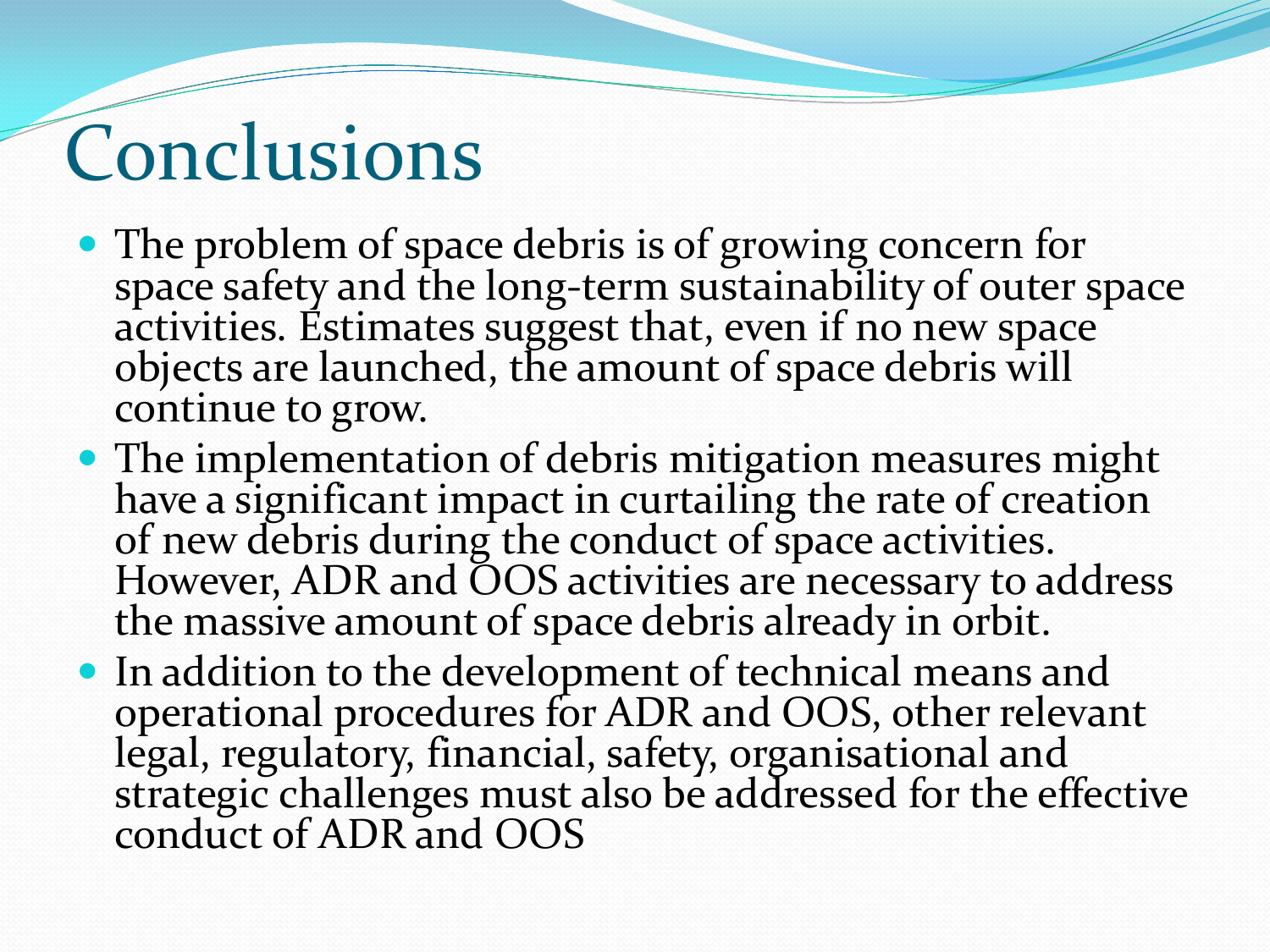# Conclusions

- The problem of space debris is of growing concern for space safety and the long-term sustainability of outer space activities. Estimates suggest that, even if no new space objects are launched, the amount of space debris will continue to grow.
- The implementation of debris mitigation measures might have a significant impact in curtailing the rate of creation of new debris during the conduct of space activities. However, ADR and OOS activities are necessary to address the massive amount of space debris already in orbit.
- In addition to the development of technical means and operational procedures for ADR and OOS, other relevant legal, regulatory, financial, safety, organisational and strategic challenges must also be addressed for the effective conduct of ADR and OOS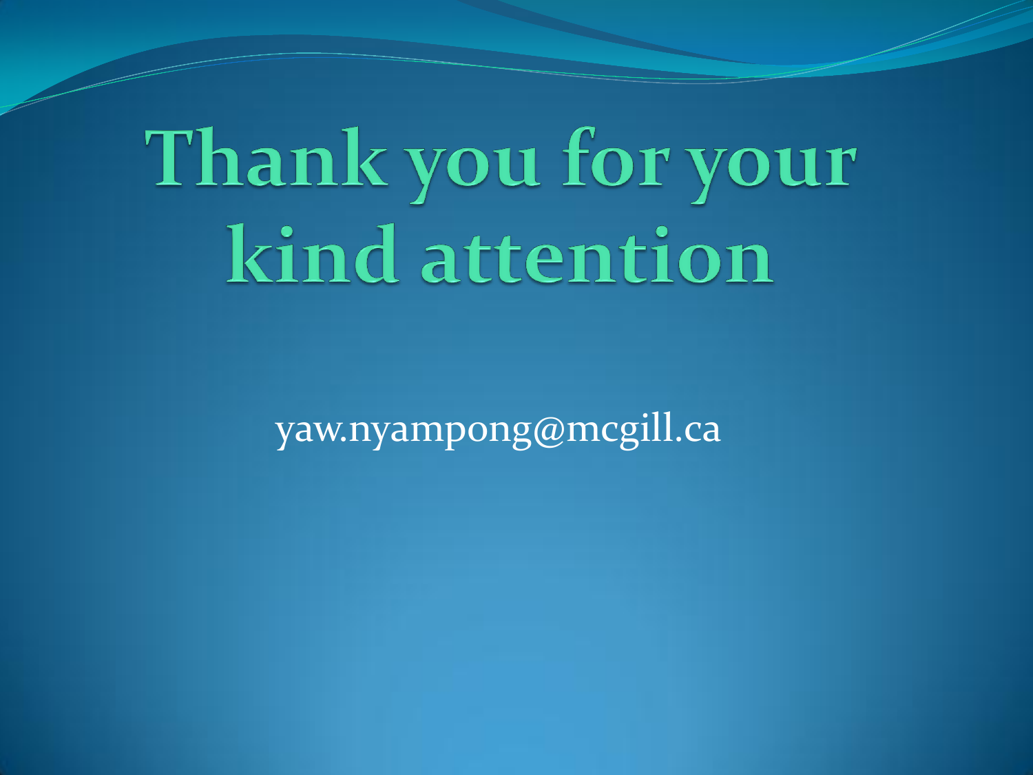# Thank you for your kind attention

yaw.nyampong@mcgill.ca